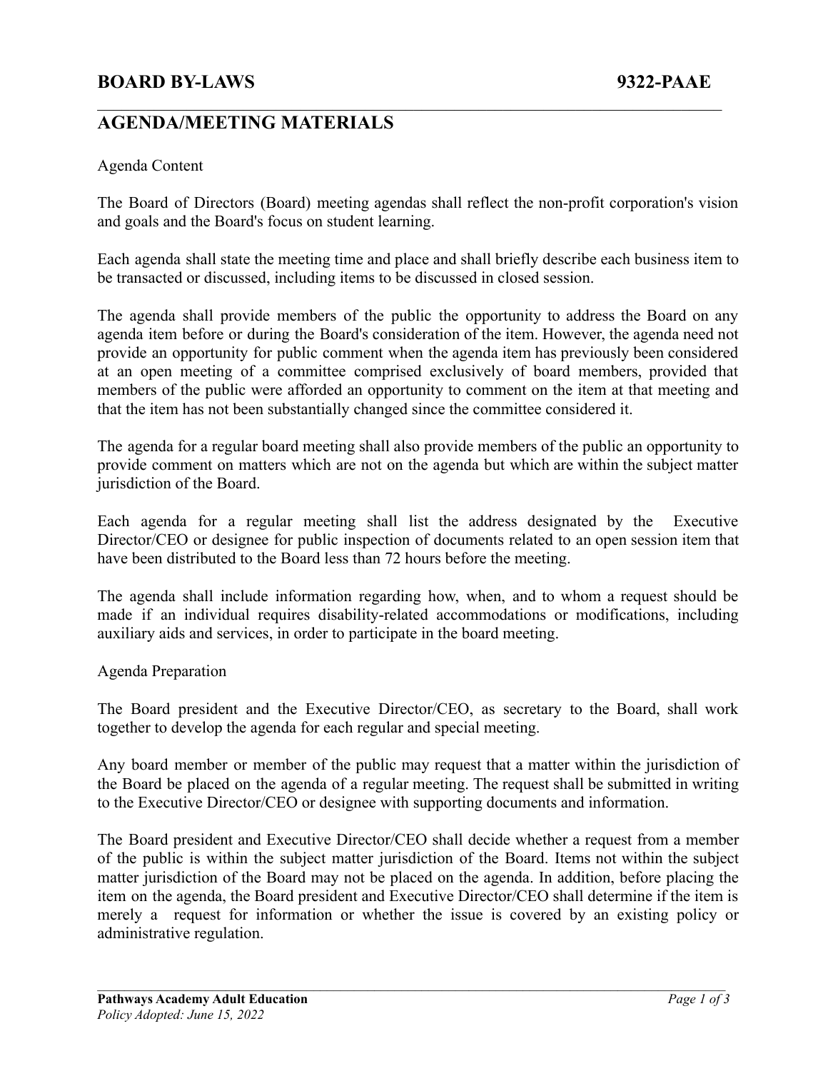# BOARD BY-LAWS 9322-PAAE

## AGENDA/MEETING MATERIALS

Agenda Content

The Board of Directors (Board) meeting agendas shall reflect the non-profit corporation's vision and goals and the Board's focus on student learning.

Each agenda shall state the meeting time and place and shall briefly describe each business item to be transacted or discussed, including items to be discussed in closed session.

The agenda shall provide members of the public the opportunity to address the Board on any agenda item before or during the Board's consideration of the item. However, the agenda need not provide an opportunity for public comment when the agenda item has previously been considered at an open meeting of a committee comprised exclusively of board members, provided that members of the public were afforded an opportunity to comment on the item at that meeting and that the item has not been substantially changed since the committee considered it.

The agenda for a regular board meeting shall also provide members of the public an opportunity to provide comment on matters which are not on the agenda but which are within the subject matter jurisdiction of the Board.

Each agenda for a regular meeting shall list the address designated by the Executive Director/CEO or designee for public inspection of documents related to an open session item that have been distributed to the Board less than 72 hours before the meeting.

The agenda shall include information regarding how, when, and to whom a request should be made if an individual requires disability-related accommodations or modifications, including auxiliary aids and services, in order to participate in the board meeting.

Agenda Preparation

The Board president and the Executive Director/CEO, as secretary to the Board, shall work together to develop the agenda for each regular and special meeting.

Any board member or member of the public may request that a matter within the jurisdiction of the Board be placed on the agenda of a regular meeting. The request shall be submitted in writing to the Executive Director/CEO or designee with supporting documents and information.

The Board president and Executive Director/CEO shall decide whether a request from a member of the public is within the subject matter jurisdiction of the Board. Items not within the subject matter jurisdiction of the Board may not be placed on the agenda. In addition, before placing the item on the agenda, the Board president and Executive Director/CEO shall determine if the item is merely a request for information or whether the issue is covered by an existing policy or administrative regulation.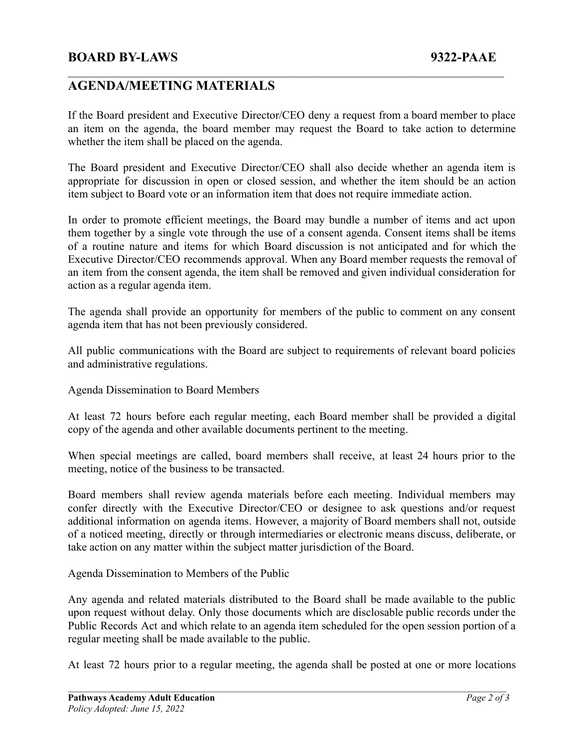# AGENDA/MEETING MATERIALS

If the Board president and Executive Director/CEO deny a request from a board member to place an item on the agenda, the board member may request the Board to take action to determine whether the item shall be placed on the agenda.

The Board president and Executive Director/CEO shall also decide whether an agenda item is appropriate for discussion in open or closed session, and whether the item should be an action item subject to Board vote or an information item that does not require immediate action.

In order to promote efficient meetings, the Board may bundle a number of items and act upon them together by a single vote through the use of a consent agenda. Consent items shall be items of a routine nature and items for which Board discussion is not anticipated and for which the Executive Director/CEO recommends approval. When any Board member requests the removal of an item from the consent agenda, the item shall be removed and given individual consideration for action as a regular agenda item.

The agenda shall provide an opportunity for members of the public to comment on any consent agenda item that has not been previously considered.

All public communications with the Board are subject to requirements of relevant board policies and administrative regulations.

Agenda Dissemination to Board Members

At least 72 hours before each regular meeting, each Board member shall be provided a digital copy of the agenda and other available documents pertinent to the meeting.

When special meetings are called, board members shall receive, at least 24 hours prior to the meeting, notice of the business to be transacted.

Board members shall review agenda materials before each meeting. Individual members may confer directly with the Executive Director/CEO or designee to ask questions and/or request additional information on agenda items. However, a majority of Board members shall not, outside of a noticed meeting, directly or through intermediaries or electronic means discuss, deliberate, or take action on any matter within the subject matter jurisdiction of the Board.

Agenda Dissemination to Members of the Public

Any agenda and related materials distributed to the Board shall be made available to the public upon request without delay. Only those documents which are disclosable public records under the Public Records Act and which relate to an agenda item scheduled for the open session portion of a regular meeting shall be made available to the public.

At least 72 hours prior to a regular meeting, the agenda shall be posted at one or more locations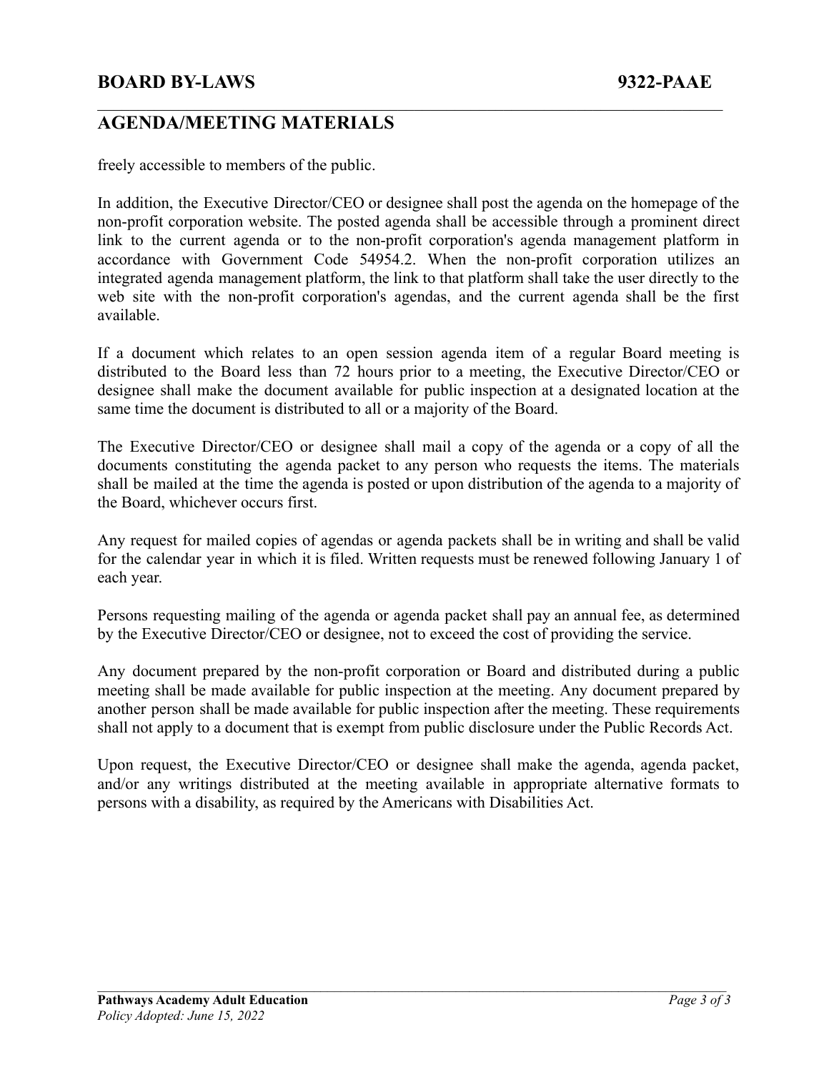freely accessible to members of the public.

In addition, the Executive Director/CEO or designee shall post the agenda on the homepage of the non-profit corporation website. The posted agenda shall be accessible through a prominent direct link to the current agenda or to the non-profit corporation's agenda management platform in accordance with Government Code 54954.2. When the non-profit corporation utilizes an integrated agenda management platform, the link to that platform shall take the user directly to the web site with the non-profit corporation's agendas, and the current agenda shall be the first available.

If a document which relates to an open session agenda item of a regular Board meeting is distributed to the Board less than 72 hours prior to a meeting, the Executive Director/CEO or designee shall make the document available for public inspection at a designated location at the same time the document is distributed to all or a majority of the Board.

The Executive Director/CEO or designee shall mail a copy of the agenda or a copy of all the documents constituting the agenda packet to any person who requests the items. The materials shall be mailed at the time the agenda is posted or upon distribution of the agenda to a majority of the Board, whichever occurs first.

Any request for mailed copies of agendas or agenda packets shall be in writing and shall be valid for the calendar year in which it is filed. Written requests must be renewed following January 1 of each year.

Persons requesting mailing of the agenda or agenda packet shall pay an annual fee, as determined by the Executive Director/CEO or designee, not to exceed the cost of providing the service.

Any document prepared by the non-profit corporation or Board and distributed during a public meeting shall be made available for public inspection at the meeting. Any document prepared by another person shall be made available for public inspection after the meeting. These requirements shall not apply to a document that is exempt from public disclosure under the Public Records Act.

Upon request, the Executive Director/CEO or designee shall make the agenda, agenda packet, and/or any writings distributed at the meeting available in appropriate alternative formats to persons with a disability, as required by the Americans with Disabilities Act.